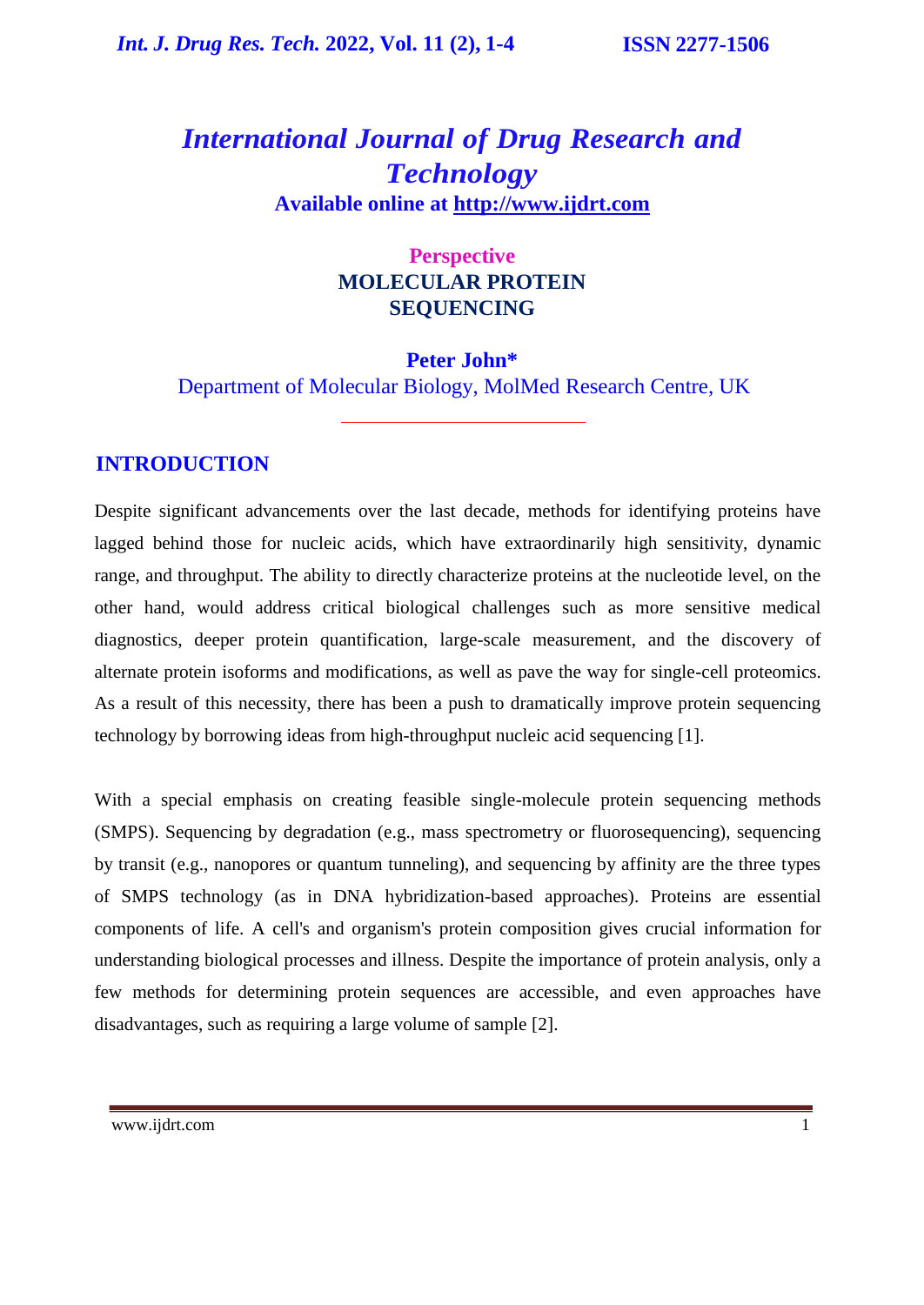# International Journal of Drug Research and Technology

**Available online at http://www.ijdrt.com**

**Perspective**

## MOLECULAR PROTEIN SEQUENCING

**Peter John***

Department of Molecular Biology, MolMed Research Centre, UK

---

## INTRODUCTION

Despite significant advancements over the last decade, methods for identifying proteins have lagged behind those for nucleic acids, which have extraordinarily high sensitivity, dynamic range, and throughput. The ability to directly characterize proteins at the nucleotide level, on the other hand, would address critical biological challenges such as more sensitive medical diagnostics, deeper protein quantification, large-scale measurement, and the discovery of alternate protein isoforms and modifications, as well as pave the way for single-cell proteomics. As a result of this necessity, there has been a push to dramatically improve protein sequencing technology by borrowing ideas from high-throughput nucleic acid sequencing [1].

With a special emphasis on creating feasible single-molecule protein sequencing methods (SMPS). Sequencing by degradation (e.g., mass spectrometry or fluorosequencing), sequencing by transit (e.g., nanopores or quantum tunneling), and sequencing by affinity are the three types of SMPS technology (as in DNA hybridization-based approaches). Proteins are essential components of life. A cell's and organism's protein composition gives crucial information for understanding biological processes and illness. Despite the importance of protein analysis, only a few methods for determining protein sequences are accessible, and even approaches have disadvantages, such as requiring a large volume of sample [2].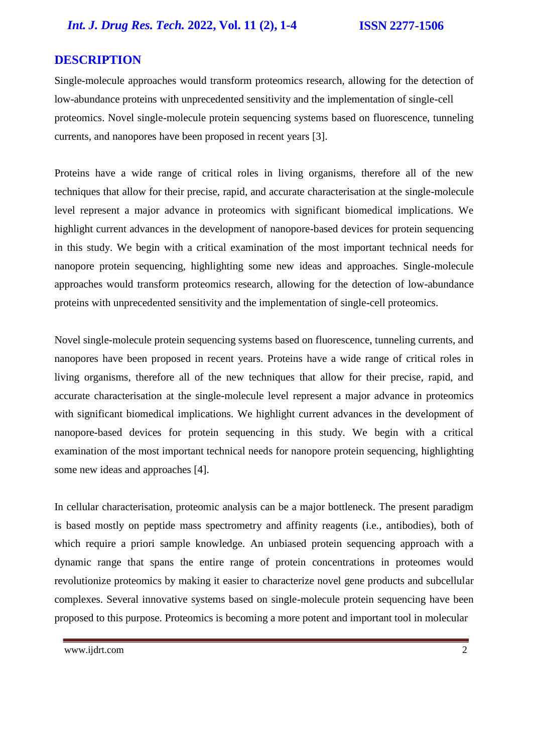## DESCRIPTION

Single-molecule approaches would transform proteomics research, allowing for the detection of low-abundance proteins with unprecedented sensitivity and the implementation of single-cell proteomics. Novel single-molecule protein sequencing systems based on fluorescence, tunneling currents, and nanopores have been proposed in recent years [3].

Proteins have a wide range of critical roles in living organisms, therefore all of the new techniques that allow for their precise, rapid, and accurate characterisation at the single-molecule level represent a major advance in proteomics with significant biomedical implications. We highlight current advances in the development of nanopore-based devices for protein sequencing in this study. We begin with a critical examination of the most important technical needs for nanopore protein sequencing, highlighting some new ideas and approaches. Single-molecule approaches would transform proteomics research, allowing for the detection of low-abundance proteins with unprecedented sensitivity and the implementation of single-cell proteomics.

Novel single-molecule protein sequencing systems based on fluorescence, tunneling currents, and nanopores have been proposed in recent years. Proteins have a wide range of critical roles in living organisms, therefore all of the new techniques that allow for their precise, rapid, and accurate characterisation at the single-molecule level represent a major advance in proteomics with significant biomedical implications. We highlight current advances in the development of nanopore-based devices for protein sequencing in this study. We begin with a critical examination of the most important technical needs for nanopore protein sequencing, highlighting some new ideas and approaches [4].

In cellular characterisation, proteomic analysis can be a major bottleneck. The present paradigm is based mostly on peptide mass spectrometry and affinity reagents (i.e., antibodies), both of which require a priori sample knowledge. An unbiased protein sequencing approach with a dynamic range that spans the entire range of protein concentrations in proteomes would revolutionize proteomics by making it easier to characterize novel gene products and subcellular complexes. Several innovative systems based on single-molecule protein sequencing have been proposed to this purpose. Proteomics is becoming a more potent and important tool in molecular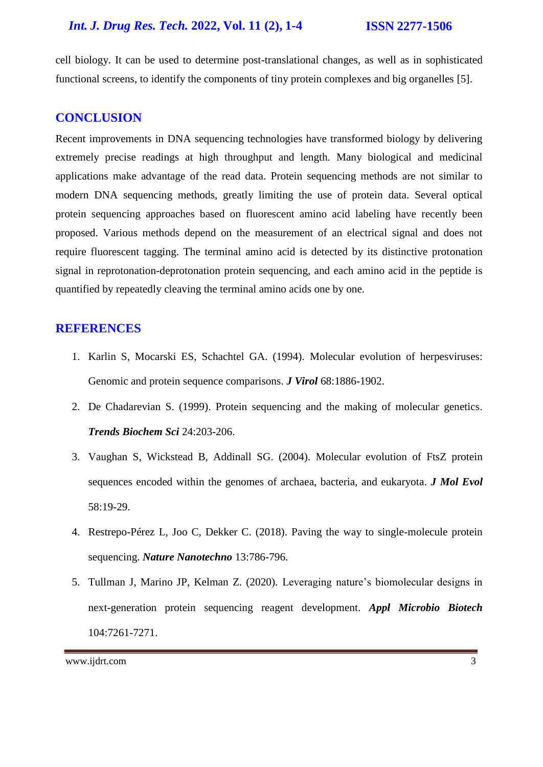cell biology. It can be used to determine post-translational changes, as well as in sophisticated functional screens, to identify the components of tiny protein complexes and big organelles [5].

## CONCLUSION

Recent improvements in DNA sequencing technologies have transformed biology by delivering extremely precise readings at high throughput and length. Many biological and medicinal applications make advantage of the read data. Protein sequencing methods are not similar to modern DNA sequencing methods, greatly limiting the use of protein data. Several optical protein sequencing approaches based on fluorescent amino acid labeling have recently been proposed. Various methods depend on the measurement of an electrical signal and does not require fluorescent tagging. The terminal amino acid is detected by its distinctive protonation signal in reprotonation-deprotonation protein sequencing, and each amino acid in the peptide is quantified by repeatedly cleaving the terminal amino acids one by one.

## REFERENCES

1. Karlin S, Mocarski ES, Schachtel GA. (1994). Molecular evolution of herpesviruses: Genomic and protein sequence comparisons. ***J Virol*** 68:1886-1902.
2. De Chadarevian S. (1999). Protein sequencing and the making of molecular genetics. ***Trends Biochem Sci*** 24:203-206.
3. Vaughan S, Wickstead B, Addinall SG. (2004). Molecular evolution of FtsZ protein sequences encoded within the genomes of archaea, bacteria, and eukaryota. ***J Mol Evol*** 58:19-29.
4. Restrepo-Pérez L, Joo C, Dekker C. (2018). Paving the way to single-molecule protein sequencing. ***Nature Nanotechno*** 13:786-796.
5. Tullman J, Marino JP, Kelman Z. (2020). Leveraging nature's biomolecular designs in next-generation protein sequencing reagent development. ***Appl Microbio Biotech*** 104:7261-7271.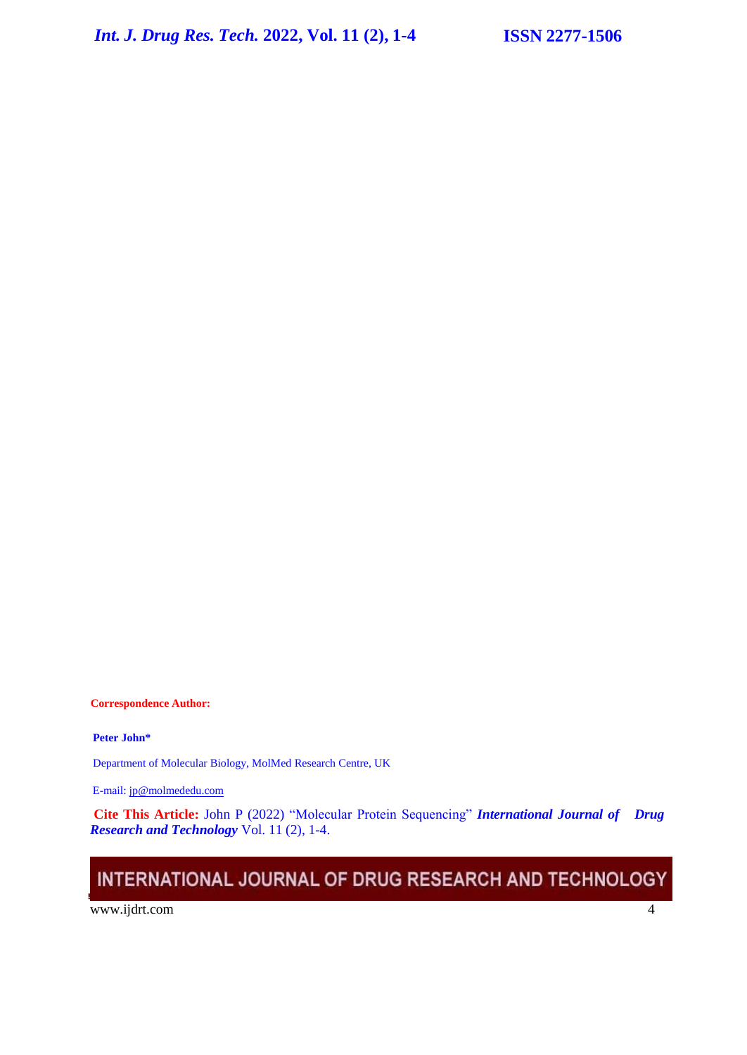**Correspondence Author:**

**Peter John***

Department of Molecular Biology, MolMed Research Centre, UK

E-mail: jp@molmededu.com

**Cite This Article:** John P (2022) "Molecular Protein Sequencing" ***International Journal of Drug Research and Technology*** Vol. 11 (2), 1-4.